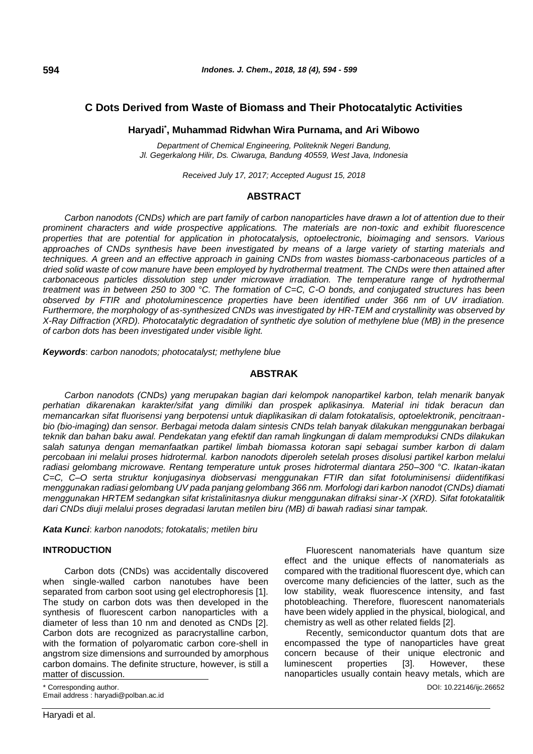// C Dots Derived from Waste of Biomass and Their Photocatalytic Activities

# C Dots Derived from Waste of Biomass and Their Photocatalytic Activities

**Haryadi[*], Muhammad Ridwhan Wira Purnama, and Ari Wibowo**

*Department of Chemical Engineering, Politeknik Negeri Bandung, Jl. Gegerkalong Hilir, Ds. Ciwaruga, Bandung 40559, West Java, Indonesia*

*Received July 17, 2017; Accepted August 15, 2018*

## ABSTRACT

*Carbon nanodots (CNDs) which are part family of carbon nanoparticles have drawn a lot of attention due to their prominent characters and wide prospective applications. The materials are non-toxic and exhibit fluorescence properties that are potential for application in photocatalysis, optoelectronic, bioimaging and sensors. Various approaches of CNDs synthesis have been investigated by means of a large variety of starting materials and techniques. A green and an effective approach in gaining CNDs from wastes biomass-carbonaceous particles of a dried solid waste of cow manure have been employed by hydrothermal treatment. The CNDs were then attained after carbonaceous particles dissolution step under microwave irradiation. The temperature range of hydrothermal treatment was in between 250 to 300 °C. The formation of C=C, C-O bonds, and conjugated structures has been observed by FTIR and photoluminescence properties have been identified under 366 nm of UV irradiation. Furthermore, the morphology of as-synthesized CNDs was investigated by HR-TEM and crystallinity was observed by X-Ray Diffraction (XRD). Photocatalytic degradation of synthetic dye solution of methylene blue (MB) in the presence of carbon dots has been investigated under visible light.*

***Keywords***: *carbon nanodots; photocatalyst; methylene blue*

## ABSTRAK

*Carbon nanodots (CNDs) yang merupakan bagian dari kelompok nanopartikel karbon, telah menarik banyak perhatian dikarenakan karakter/sifat yang dimiliki dan prospek aplikasinya. Material ini tidak beracun dan memancarkan sifat fluorisensi yang berpotensi untuk diaplikasikan di dalam fotokatalisis, optoelektronik, pencitraan-bio (bio-imaging) dan sensor. Berbagai metoda dalam sintesis CNDs telah banyak dilakukan menggunakan berbagai teknik dan bahan baku awal. Pendekatan yang efektif dan ramah lingkungan di dalam memproduksi CNDs dilakukan salah satunya dengan memanfaatkan partikel limbah biomassa kotoran sapi sebagai sumber karbon di dalam percobaan ini melalui proses hidrotermal. karbon nanodots diperoleh setelah proses disolusi partikel karbon melalui radiasi gelombang microwave. Rentang temperature untuk proses hidrotermal diantara 250–300 °C. Ikatan-ikatan C=C, C–O serta struktur konjugasinya diobservasi menggunakan FTIR dan sifat fotoluminisensi diidentifikasi menggunakan radiasi gelombang UV pada panjang gelombang 366 nm. Morfologi dari karbon nanodot (CNDs) diamati menggunakan HRTEM sedangkan sifat kristalinitasnya diukur menggunakan difraksi sinar-X (XRD). Sifat fotokatalitik dari CNDs diuji melalui proses degradasi larutan metilen biru (MB) di bawah radiasi sinar tampak.*

***Kata Kunci***: *karbon nanodots; fotokatalis; metilen biru*

## INTRODUCTION

Carbon dots (CNDs) was accidentally discovered when single-walled carbon nanotubes have been separated from carbon soot using gel electrophoresis [1]. The study on carbon dots was then developed in the synthesis of fluorescent carbon nanoparticles with a diameter of less than 10 nm and denoted as CNDs [2]. Carbon dots are recognized as paracrystalline carbon, with the formation of polyaromatic carbon core-shell in angstrom size dimensions and surrounded by amorphous carbon domains. The definite structure, however, is still a matter of discussion.

Fluorescent nanomaterials have quantum size effect and the unique effects of nanomaterials as compared with the traditional fluorescent dye, which can overcome many deficiencies of the latter, such as the low stability, weak fluorescence intensity, and fast photobleaching. Therefore, fluorescent nanomaterials have been widely applied in the physical, biological, and chemistry as well as other related fields [2].

Recently, semiconductor quantum dots that are encompassed the type of nanoparticles have great concern because of their unique electronic and luminescent properties [3]. However, these nanoparticles usually contain heavy metals, which are

\* Corresponding author.
Email address : haryadi@polban.ac.id

DOI: 10.22146/ijc.26652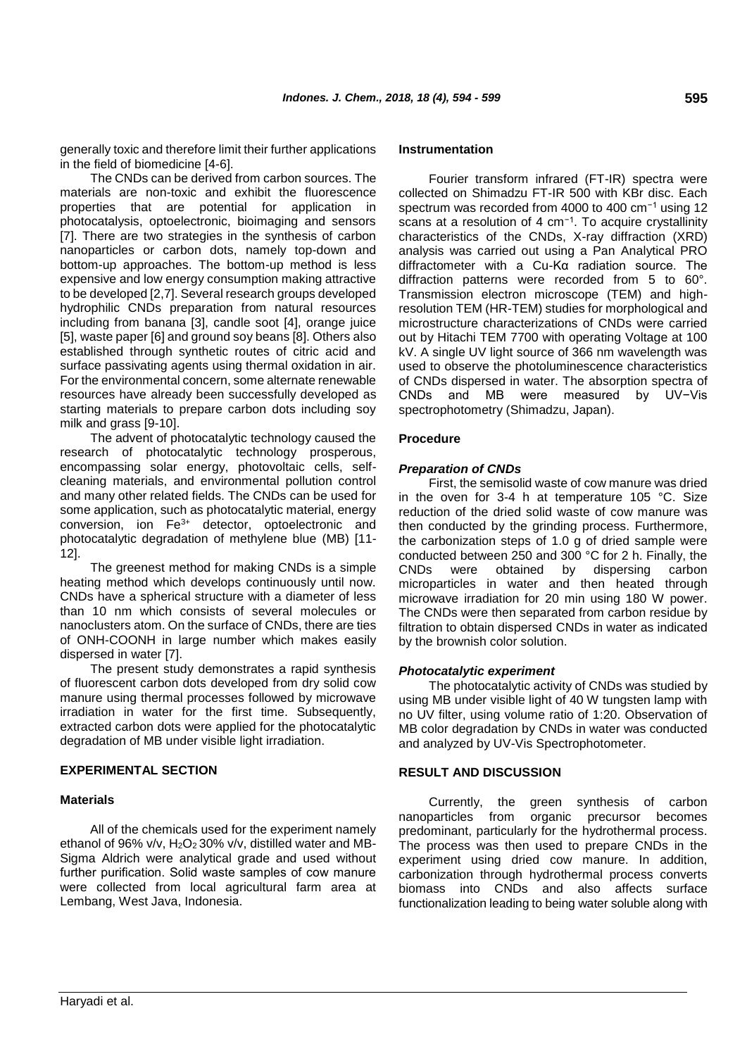generally toxic and therefore limit their further applications in the field of biomedicine [4-6].

The CNDs can be derived from carbon sources. The materials are non-toxic and exhibit the fluorescence properties that are potential for application in photocatalysis, optoelectronic, bioimaging and sensors [7]. There are two strategies in the synthesis of carbon nanoparticles or carbon dots, namely top-down and bottom-up approaches. The bottom-up method is less expensive and low energy consumption making attractive to be developed [2,7]. Several research groups developed hydrophilic CNDs preparation from natural resources including from banana [3], candle soot [4], orange juice [5], waste paper [6] and ground soy beans [8]. Others also established through synthetic routes of citric acid and surface passivating agents using thermal oxidation in air. For the environmental concern, some alternate renewable resources have already been successfully developed as starting materials to prepare carbon dots including soy milk and grass [9-10].

The advent of photocatalytic technology caused the research of photocatalytic technology prosperous, encompassing solar energy, photovoltaic cells, self-cleaning materials, and environmental pollution control and many other related fields. The CNDs can be used for some application, such as photocatalytic material, energy conversion, ion $Fe^{3+}$ detector, optoelectronic and photocatalytic degradation of methylene blue (MB) [11-12].

The greenest method for making CNDs is a simple heating method which develops continuously until now. CNDs have a spherical structure with a diameter of less than 10 nm which consists of several molecules or nanoclusters atom. On the surface of CNDs, there are ties of ONH-COONH in large number which makes easily dispersed in water [7].

The present study demonstrates a rapid synthesis of fluorescent carbon dots developed from dry solid cow manure using thermal processes followed by microwave irradiation in water for the first time. Subsequently, extracted carbon dots were applied for the photocatalytic degradation of MB under visible light irradiation.

## EXPERIMENTAL SECTION

### Materials

All of the chemicals used for the experiment namely ethanol of 96% v/v, $H_2O_2$ 30% v/v, distilled water and MB-Sigma Aldrich were analytical grade and used without further purification. Solid waste samples of cow manure were collected from local agricultural farm area at Lembang, West Java, Indonesia.

### Instrumentation

Fourier transform infrared (FT-IR) spectra were collected on Shimadzu FT-IR 500 with KBr disc. Each spectrum was recorded from 4000 to 400 $cm^{-1}$ using 12 scans at a resolution of 4 $cm^{-1}$. To acquire crystallinity characteristics of the CNDs, X-ray diffraction (XRD) analysis was carried out using a Pan Analytical PRO diffractometer with a Cu-Kα radiation source. The diffraction patterns were recorded from 5 to 60°. Transmission electron microscope (TEM) and high-resolution TEM (HR-TEM) studies for morphological and microstructure characterizations of CNDs were carried out by Hitachi TEM 7700 with operating Voltage at 100 kV. A single UV light source of 366 nm wavelength was used to observe the photoluminescence characteristics of CNDs dispersed in water. The absorption spectra of CNDs and MB were measured by UV−Vis spectrophotometry (Shimadzu, Japan).

### Procedure

#### *Preparation of CNDs*

First, the semisolid waste of cow manure was dried in the oven for 3-4 h at temperature 105 °C. Size reduction of the dried solid waste of cow manure was then conducted by the grinding process. Furthermore, the carbonization steps of 1.0 g of dried sample were conducted between 250 and 300 °C for 2 h. Finally, the CNDs were obtained by dispersing carbon microparticles in water and then heated through microwave irradiation for 20 min using 180 W power. The CNDs were then separated from carbon residue by filtration to obtain dispersed CNDs in water as indicated by the brownish color solution.

#### *Photocatalytic experiment*

The photocatalytic activity of CNDs was studied by using MB under visible light of 40 W tungsten lamp with no UV filter, using volume ratio of 1:20. Observation of MB color degradation by CNDs in water was conducted and analyzed by UV-Vis Spectrophotometer.

## RESULT AND DISCUSSION

Currently, the green synthesis of carbon nanoparticles from organic precursor becomes predominant, particularly for the hydrothermal process. The process was then used to prepare CNDs in the experiment using dried cow manure. In addition, carbonization through hydrothermal process converts biomass into CNDs and also affects surface functionalization leading to being water soluble along with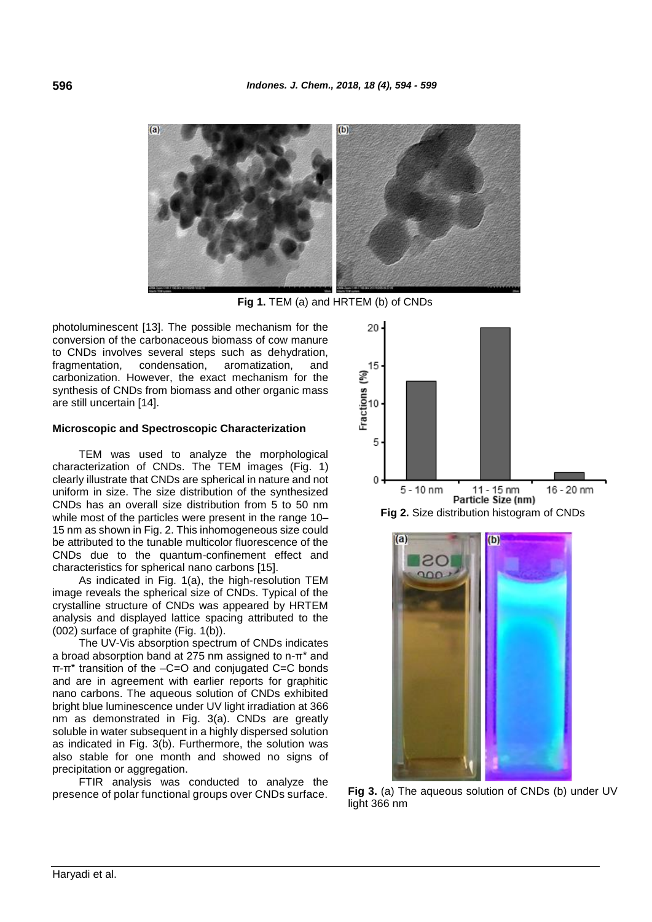Fig 1. TEM (a) and HRTEM (b) of CNDs

photoluminescent [13]. The possible mechanism for the conversion of the carbonaceous biomass of cow manure to CNDs involves several steps such as dehydration, fragmentation, condensation, aromatization, and carbonization. However, the exact mechanism for the synthesis of CNDs from biomass and other organic mass are still uncertain [14].

### Microscopic and Spectroscopic Characterization

TEM was used to analyze the morphological characterization of CNDs. The TEM images (Fig. 1) clearly illustrate that CNDs are spherical in nature and not uniform in size. The size distribution of the synthesized CNDs has an overall size distribution from 5 to 50 nm while most of the particles were present in the range 10–15 nm as shown in Fig. 2. This inhomogeneous size could be attributed to the tunable multicolor fluorescence of the CNDs due to the quantum-confinement effect and characteristics for spherical nano carbons [15].

As indicated in Fig. 1(a), the high-resolution TEM image reveals the spherical size of CNDs. Typical of the crystalline structure of CNDs was appeared by HRTEM analysis and displayed lattice spacing attributed to the (002) surface of graphite (Fig. 1(b)).

The UV-Vis absorption spectrum of CNDs indicates a broad absorption band at 275 nm assigned to n-π* and π-π* transition of the –C=O and conjugated C=C bonds and are in agreement with earlier reports for graphitic nano carbons. The aqueous solution of CNDs exhibited bright blue luminescence under UV light irradiation at 366 nm as demonstrated in Fig. 3(a). CNDs are greatly soluble in water subsequent in a highly dispersed solution as indicated in Fig. 3(b). Furthermore, the solution was also stable for one month and showed no signs of precipitation or aggregation.

FTIR analysis was conducted to analyze the presence of polar functional groups over CNDs surface.

Fig 2. Size distribution histogram of CNDs

Fig 3. (a) The aqueous solution of CNDs (b) under UV light 366 nm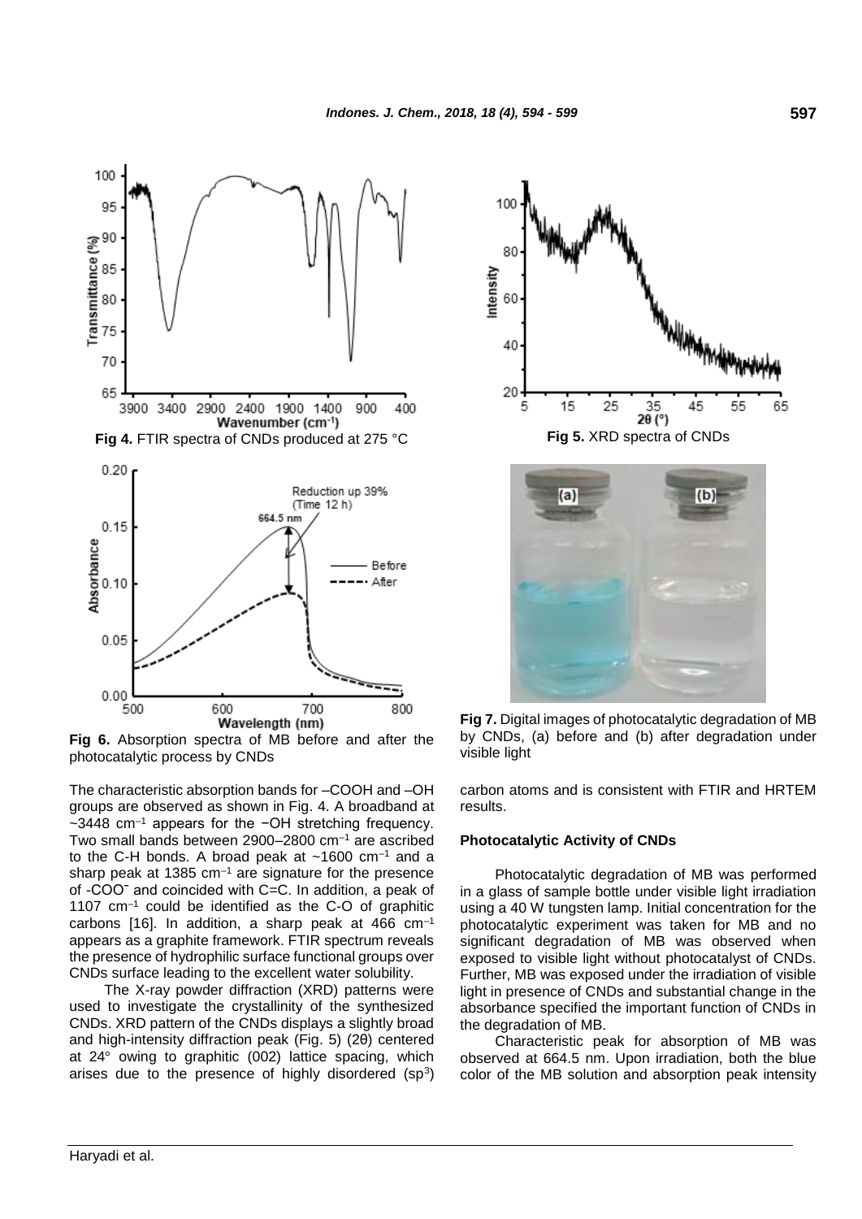Fig 4. FTIR spectra of CNDs produced at 275 °C

Fig 5. XRD spectra of CNDs

Fig 6. Absorption spectra of MB before and after the photocatalytic process by CNDs

Fig 7. Digital images of photocatalytic degradation of MB by CNDs, (a) before and (b) after degradation under visible light

The characteristic absorption bands for –COOH and –OH groups are observed as shown in Fig. 4. A broadband at ~3448 $cm^{-1}$ appears for the −OH stretching frequency. Two small bands between 2900–2800 $cm^{-1}$ are ascribed to the C-H bonds. A broad peak at ~1600 $cm^{-1}$ and a sharp peak at 1385 $cm^{-1}$ are signature for the presence of -$COO^{-}$ and coincided with C=C. In addition, a peak of 1107 $cm^{-1}$ could be identified as the C-O of graphitic carbons [16]. In addition, a sharp peak at 466 $cm^{-1}$ appears as a graphite framework. FTIR spectrum reveals the presence of hydrophilic surface functional groups over CNDs surface leading to the excellent water solubility.

The X-ray powder diffraction (XRD) patterns were used to investigate the crystallinity of the synthesized CNDs. XRD pattern of the CNDs displays a slightly broad and high-intensity diffraction peak (Fig. 5) (2θ) centered at 24° owing to graphitic (002) lattice spacing, which arises due to the presence of highly disordered ($sp^3$) carbon atoms and is consistent with FTIR and HRTEM results.

**Photocatalytic Activity of CNDs**

Photocatalytic degradation of MB was performed in a glass of sample bottle under visible light irradiation using a 40 W tungsten lamp. Initial concentration for the photocatalytic experiment was taken for MB and no significant degradation of MB was observed when exposed to visible light without photocatalyst of CNDs. Further, MB was exposed under the irradiation of visible light in presence of CNDs and substantial change in the absorbance specified the important function of CNDs in the degradation of MB.

Characteristic peak for absorption of MB was observed at 664.5 nm. Upon irradiation, both the blue color of the MB solution and absorption peak intensity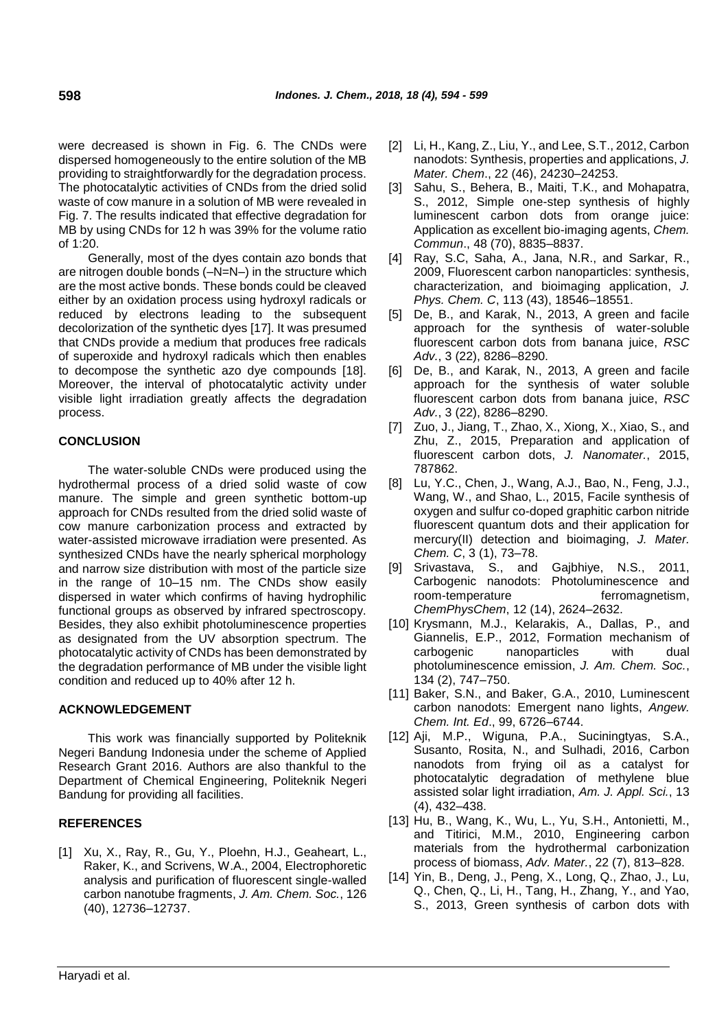were decreased is shown in Fig. 6. The CNDs were dispersed homogeneously to the entire solution of the MB providing to straightforwardly for the degradation process. The photocatalytic activities of CNDs from the dried solid waste of cow manure in a solution of MB were revealed in Fig. 7. The results indicated that effective degradation for MB by using CNDs for 12 h was 39% for the volume ratio of 1:20.

Generally, most of the dyes contain azo bonds that are nitrogen double bonds (–N=N–) in the structure which are the most active bonds. These bonds could be cleaved either by an oxidation process using hydroxyl radicals or reduced by electrons leading to the subsequent decolorization of the synthetic dyes [17]. It was presumed that CNDs provide a medium that produces free radicals of superoxide and hydroxyl radicals which then enables to decompose the synthetic azo dye compounds [18]. Moreover, the interval of photocatalytic activity under visible light irradiation greatly affects the degradation process.

## CONCLUSION

The water-soluble CNDs were produced using the hydrothermal process of a dried solid waste of cow manure. The simple and green synthetic bottom-up approach for CNDs resulted from the dried solid waste of cow manure carbonization process and extracted by water-assisted microwave irradiation were presented. As synthesized CNDs have the nearly spherical morphology and narrow size distribution with most of the particle size in the range of 10–15 nm. The CNDs show easily dispersed in water which confirms of having hydrophilic functional groups as observed by infrared spectroscopy. Besides, they also exhibit photoluminescence properties as designated from the UV absorption spectrum. The photocatalytic activity of CNDs has been demonstrated by the degradation performance of MB under the visible light condition and reduced up to 40% after 12 h.

## ACKNOWLEDGEMENT

This work was financially supported by Politeknik Negeri Bandung Indonesia under the scheme of Applied Research Grant 2016. Authors are also thankful to the Department of Chemical Engineering, Politeknik Negeri Bandung for providing all facilities.

## REFERENCES

[1] Xu, X., Ray, R., Gu, Y., Ploehn, H.J., Geaheart, L., Raker, K., and Scrivens, W.A., 2004, Electrophoretic analysis and purification of fluorescent single-walled carbon nanotube fragments, *J. Am. Chem. Soc.*, 126 (40), 12736–12737.

[2] Li, H., Kang, Z., Liu, Y., and Lee, S.T., 2012, Carbon nanodots: Synthesis, properties and applications, *J. Mater. Chem*., 22 (46), 24230–24253.

[3] Sahu, S., Behera, B., Maiti, T.K., and Mohapatra, S., 2012, Simple one-step synthesis of highly luminescent carbon dots from orange juice: Application as excellent bio-imaging agents, *Chem. Commun*., 48 (70), 8835–8837.

[4] Ray, S.C, Saha, A., Jana, N.R., and Sarkar, R., 2009, Fluorescent carbon nanoparticles: synthesis, characterization, and bioimaging application, *J. Phys. Chem. C*, 113 (43), 18546–18551.

[5] De, B., and Karak, N., 2013, A green and facile approach for the synthesis of water-soluble fluorescent carbon dots from banana juice, *RSC Adv.*, 3 (22), 8286–8290.

[6] De, B., and Karak, N., 2013, A green and facile approach for the synthesis of water soluble fluorescent carbon dots from banana juice, *RSC Adv.*, 3 (22), 8286–8290.

[7] Zuo, J., Jiang, T., Zhao, X., Xiong, X., Xiao, S., and Zhu, Z., 2015, Preparation and application of fluorescent carbon dots, *J. Nanomater.*, 2015, 787862.

[8] Lu, Y.C., Chen, J., Wang, A.J., Bao, N., Feng, J.J., Wang, W., and Shao, L., 2015, Facile synthesis of oxygen and sulfur co-doped graphitic carbon nitride fluorescent quantum dots and their application for mercury(II) detection and bioimaging, *J. Mater. Chem. C*, 3 (1), 73–78.

[9] Srivastava, S., and Gajbhiye, N.S., 2011, Carbogenic nanodots: Photoluminescence and room-temperature ferromagnetism, *ChemPhysChem*, 12 (14), 2624–2632.

[10] Krysmann, M.J., Kelarakis, A., Dallas, P., and Giannelis, E.P., 2012, Formation mechanism of carbogenic nanoparticles with dual photoluminescence emission, *J. Am. Chem. Soc.*, 134 (2), 747–750.

[11] Baker, S.N., and Baker, G.A., 2010, Luminescent carbon nanodots: Emergent nano lights, *Angew. Chem. Int. Ed*., 99, 6726–6744.

[12] Aji, M.P., Wiguna, P.A., Suciningtyas, S.A., Susanto, Rosita, N., and Sulhadi, 2016, Carbon nanodots from frying oil as a catalyst for photocatalytic degradation of methylene blue assisted solar light irradiation, *Am. J. Appl. Sci.*, 13 (4), 432–438.

[13] Hu, B., Wang, K., Wu, L., Yu, S.H., Antonietti, M., and Titirici, M.M., 2010, Engineering carbon materials from the hydrothermal carbonization process of biomass, *Adv. Mater.*, 22 (7), 813–828.

[14] Yin, B., Deng, J., Peng, X., Long, Q., Zhao, J., Lu, Q., Chen, Q., Li, H., Tang, H., Zhang, Y., and Yao, S., 2013, Green synthesis of carbon dots with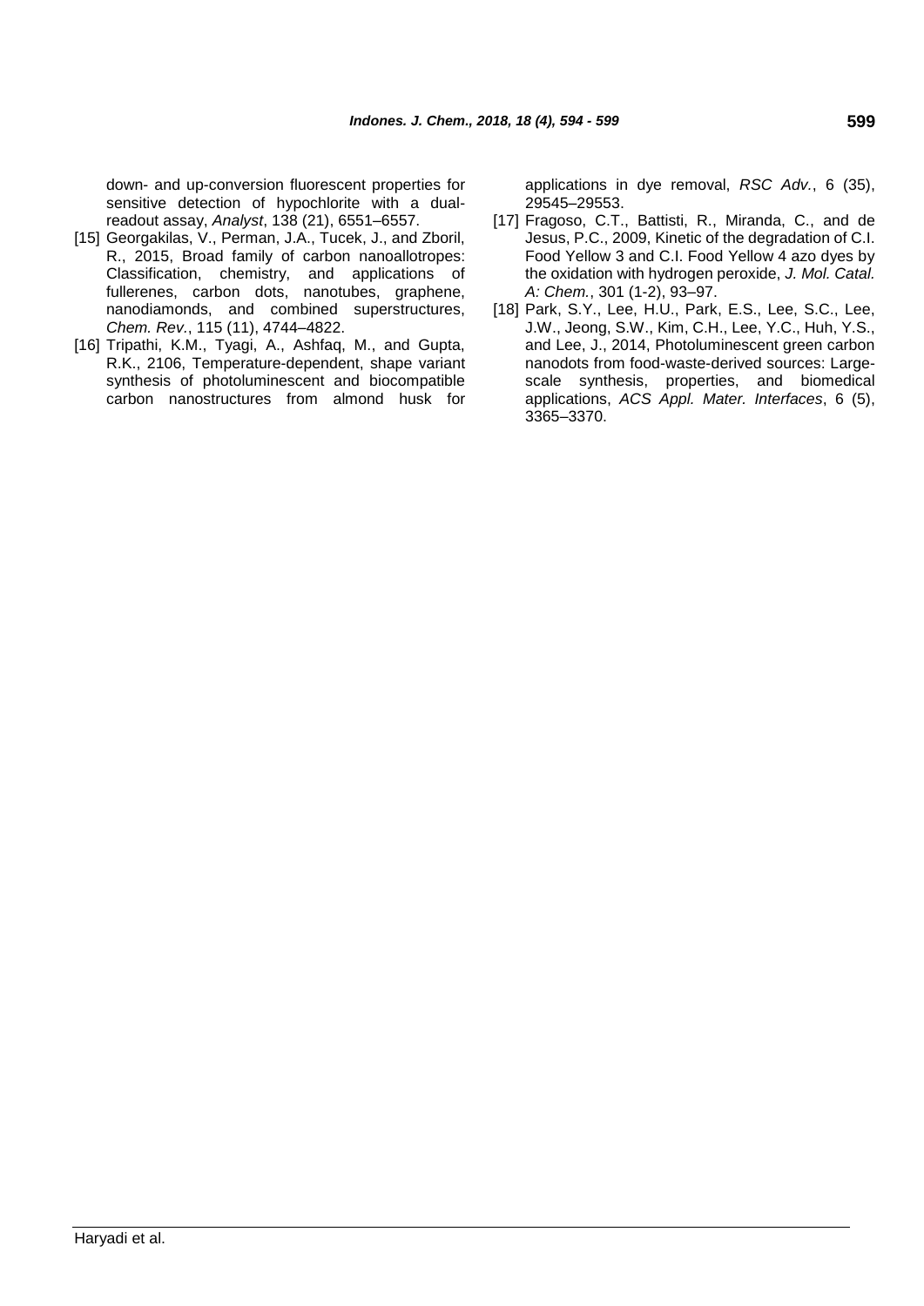down- and up-conversion fluorescent properties for sensitive detection of hypochlorite with a dual-readout assay, *Analyst*, 138 (21), 6551–6557.

[15] Georgakilas, V., Perman, J.A., Tucek, J., and Zboril, R., 2015, Broad family of carbon nanoallotropes: Classification, chemistry, and applications of fullerenes, carbon dots, nanotubes, graphene, nanodiamonds, and combined superstructures, *Chem. Rev.*, 115 (11), 4744–4822.

[16] Tripathi, K.M., Tyagi, A., Ashfaq, M., and Gupta, R.K., 2106, Temperature-dependent, shape variant synthesis of photoluminescent and biocompatible carbon nanostructures from almond husk for applications in dye removal, *RSC Adv.*, 6 (35), 29545–29553.

[17] Fragoso, C.T., Battisti, R., Miranda, C., and de Jesus, P.C., 2009, Kinetic of the degradation of C.I. Food Yellow 3 and C.I. Food Yellow 4 azo dyes by the oxidation with hydrogen peroxide, *J. Mol. Catal. A: Chem.*, 301 (1-2), 93–97.

[18] Park, S.Y., Lee, H.U., Park, E.S., Lee, S.C., Lee, J.W., Jeong, S.W., Kim, C.H., Lee, Y.C., Huh, Y.S., and Lee, J., 2014, Photoluminescent green carbon nanodots from food-waste-derived sources: Large-scale synthesis, properties, and biomedical applications, *ACS Appl. Mater. Interfaces*, 6 (5), 3365–3370.